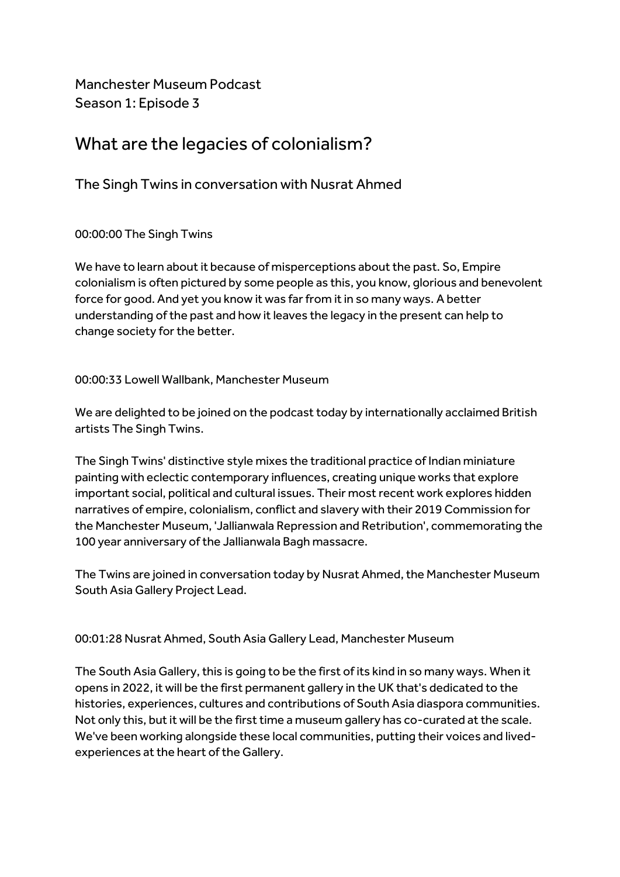Manchester Museum Podcast
Season 1: Episode 3

# What are the legacies of colonialism?

## The Singh Twins in conversation with Nusrat Ahmed

00:00:00 The Singh Twins

We have to learn about it because of misperceptions about the past. So, Empire colonialism is often pictured by some people as this, you know, glorious and benevolent force for good. And yet you know it was far from it in so many ways. A better understanding of the past and how it leaves the legacy in the present can help to change society for the better.

00:00:33 Lowell Wallbank, Manchester Museum

We are delighted to be joined on the podcast today by internationally acclaimed British artists The Singh Twins.

The Singh Twins' distinctive style mixes the traditional practice of Indian miniature painting with eclectic contemporary influences, creating unique works that explore important social, political and cultural issues. Their most recent work explores hidden narratives of empire, colonialism, conflict and slavery with their 2019 Commission for the Manchester Museum, 'Jallianwala Repression and Retribution', commemorating the 100 year anniversary of the Jallianwala Bagh massacre.

The Twins are joined in conversation today by Nusrat Ahmed, the Manchester Museum South Asia Gallery Project Lead.

00:01:28 Nusrat Ahmed, South Asia Gallery Lead, Manchester Museum

The South Asia Gallery, this is going to be the first of its kind in so many ways. When it opens in 2022, it will be the first permanent gallery in the UK that's dedicated to the histories, experiences, cultures and contributions of South Asia diaspora communities. Not only this, but it will be the first time a museum gallery has co-curated at the scale. We've been working alongside these local communities, putting their voices and lived-experiences at the heart of the Gallery.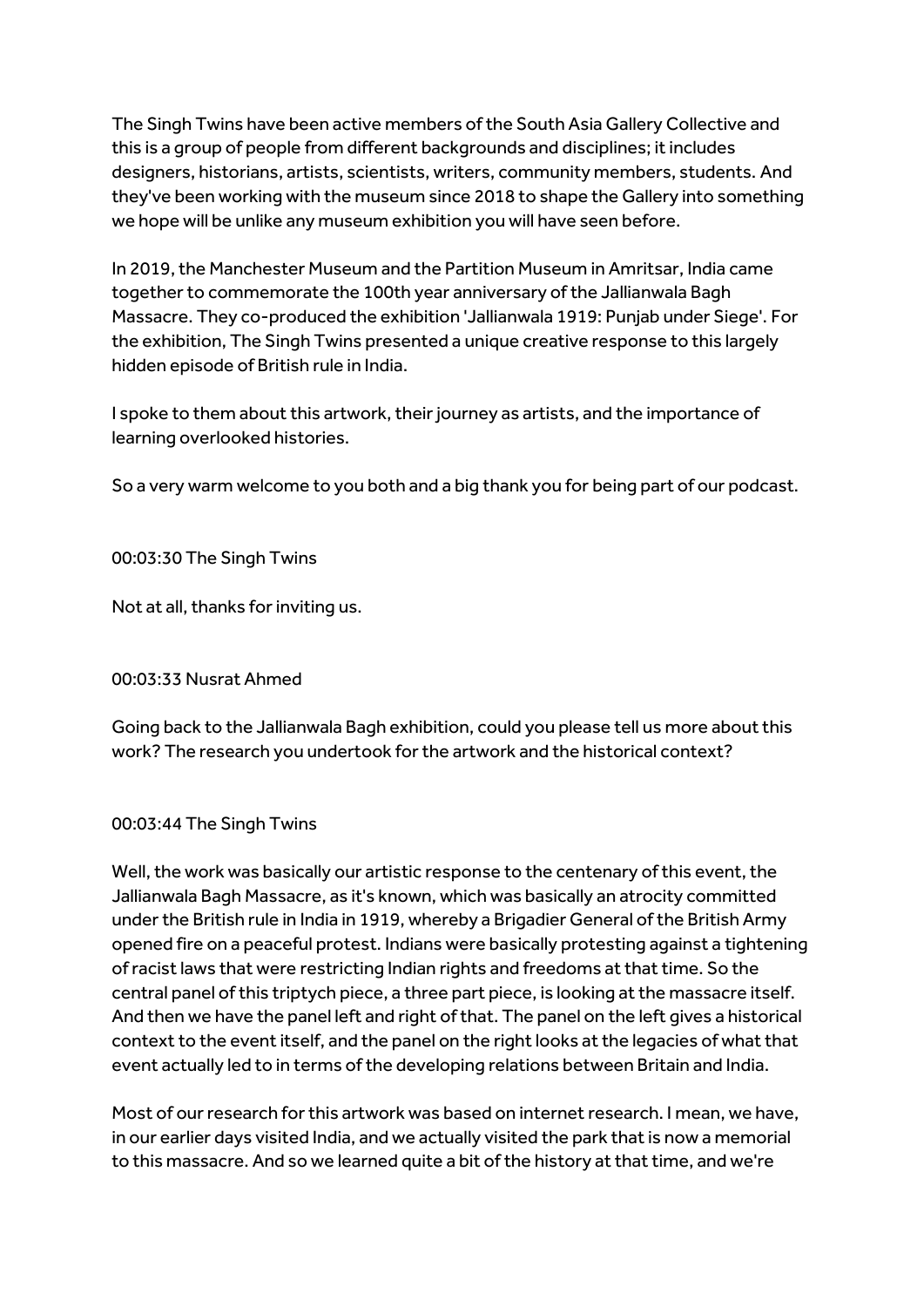The Singh Twins have been active members of the South Asia Gallery Collective and this is a group of people from different backgrounds and disciplines; it includes designers, historians, artists, scientists, writers, community members, students. And they've been working with the museum since 2018 to shape the Gallery into something we hope will be unlike any museum exhibition you will have seen before.

In 2019, the Manchester Museum and the Partition Museum in Amritsar, India came together to commemorate the 100th year anniversary of the Jallianwala Bagh Massacre. They co-produced the exhibition 'Jallianwala 1919: Punjab under Siege'. For the exhibition, The Singh Twins presented a unique creative response to this largely hidden episode of British rule in India.

I spoke to them about this artwork, their journey as artists, and the importance of learning overlooked histories.

So a very warm welcome to you both and a big thank you for being part of our podcast.

00:03:30 The Singh Twins

Not at all, thanks for inviting us.

00:03:33 Nusrat Ahmed

Going back to the Jallianwala Bagh exhibition, could you please tell us more about this work? The research you undertook for the artwork and the historical context?

00:03:44 The Singh Twins

Well, the work was basically our artistic response to the centenary of this event, the Jallianwala Bagh Massacre, as it's known, which was basically an atrocity committed under the British rule in India in 1919, whereby a Brigadier General of the British Army opened fire on a peaceful protest. Indians were basically protesting against a tightening of racist laws that were restricting Indian rights and freedoms at that time. So the central panel of this triptych piece, a three part piece, is looking at the massacre itself. And then we have the panel left and right of that. The panel on the left gives a historical context to the event itself, and the panel on the right looks at the legacies of what that event actually led to in terms of the developing relations between Britain and India.

Most of our research for this artwork was based on internet research. I mean, we have, in our earlier days visited India, and we actually visited the park that is now a memorial to this massacre. And so we learned quite a bit of the history at that time, and we're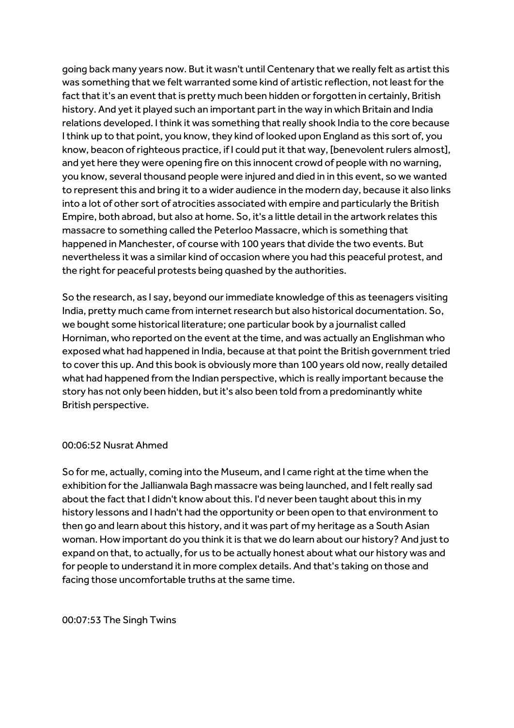going back many years now. But it wasn't until Centenary that we really felt as artist this was something that we felt warranted some kind of artistic reflection, not least for the fact that it's an event that is pretty much been hidden or forgotten in certainly, British history. And yet it played such an important part in the way in which Britain and India relations developed. I think it was something that really shook India to the core because I think up to that point, you know, they kind of looked upon England as this sort of, you know, beacon of righteous practice, if I could put it that way, [benevolent rulers almost], and yet here they were opening fire on this innocent crowd of people with no warning, you know, several thousand people were injured and died in in this event, so we wanted to represent this and bring it to a wider audience in the modern day, because it also links into a lot of other sort of atrocities associated with empire and particularly the British Empire, both abroad, but also at home. So, it's a little detail in the artwork relates this massacre to something called the Peterloo Massacre, which is something that happened in Manchester, of course with 100 years that divide the two events. But nevertheless it was a similar kind of occasion where you had this peaceful protest, and the right for peaceful protests being quashed by the authorities.

So the research, as I say, beyond our immediate knowledge of this as teenagers visiting India, pretty much came from internet research but also historical documentation. So, we bought some historical literature; one particular book by a journalist called Horniman, who reported on the event at the time, and was actually an Englishman who exposed what had happened in India, because at that point the British government tried to cover this up. And this book is obviously more than 100 years old now, really detailed what had happened from the Indian perspective, which is really important because the story has not only been hidden, but it's also been told from a predominantly white British perspective.

00:06:52 Nusrat Ahmed

So for me, actually, coming into the Museum, and I came right at the time when the exhibition for the Jallianwala Bagh massacre was being launched, and I felt really sad about the fact that I didn't know about this. I'd never been taught about this in my history lessons and I hadn't had the opportunity or been open to that environment to then go and learn about this history, and it was part of my heritage as a South Asian woman. How important do you think it is that we do learn about our history? And just to expand on that, to actually, for us to be actually honest about what our history was and for people to understand it in more complex details. And that's taking on those and facing those uncomfortable truths at the same time.

00:07:53 The Singh Twins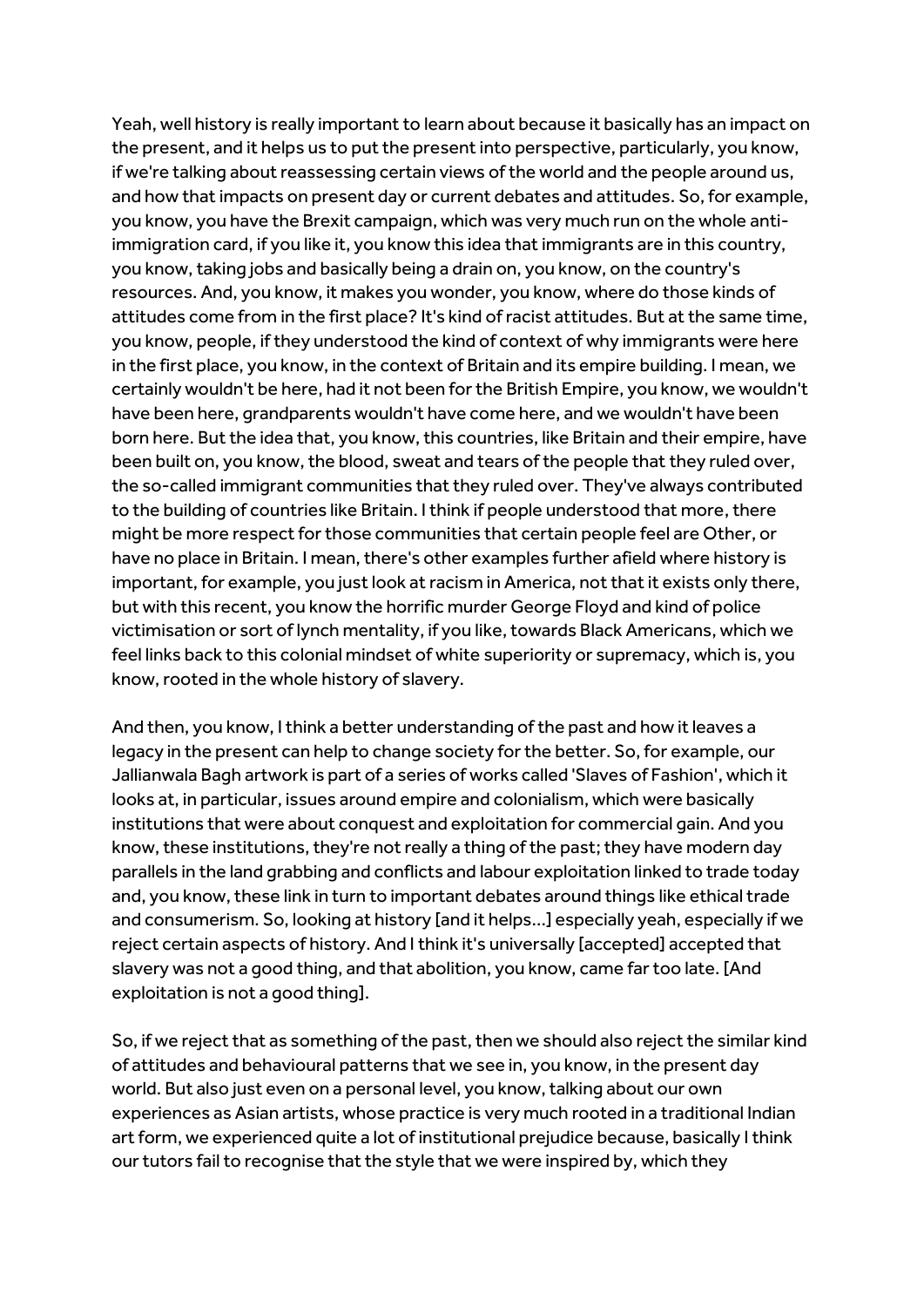Yeah, well history is really important to learn about because it basically has an impact on the present, and it helps us to put the present into perspective, particularly, you know, if we're talking about reassessing certain views of the world and the people around us, and how that impacts on present day or current debates and attitudes. So, for example, you know, you have the Brexit campaign, which was very much run on the whole anti-immigration card, if you like it, you know this idea that immigrants are in this country, you know, taking jobs and basically being a drain on, you know, on the country's resources. And, you know, it makes you wonder, you know, where do those kinds of attitudes come from in the first place? It's kind of racist attitudes. But at the same time, you know, people, if they understood the kind of context of why immigrants were here in the first place, you know, in the context of Britain and its empire building. I mean, we certainly wouldn't be here, had it not been for the British Empire, you know, we wouldn't have been here, grandparents wouldn't have come here, and we wouldn't have been born here. But the idea that, you know, this countries, like Britain and their empire, have been built on, you know, the blood, sweat and tears of the people that they ruled over, the so-called immigrant communities that they ruled over. They've always contributed to the building of countries like Britain. I think if people understood that more, there might be more respect for those communities that certain people feel are Other, or have no place in Britain. I mean, there's other examples further afield where history is important, for example, you just look at racism in America, not that it exists only there, but with this recent, you know the horrific murder George Floyd and kind of police victimisation or sort of lynch mentality, if you like, towards Black Americans, which we feel links back to this colonial mindset of white superiority or supremacy, which is, you know, rooted in the whole history of slavery.

And then, you know, I think a better understanding of the past and how it leaves a legacy in the present can help to change society for the better. So, for example, our Jallianwala Bagh artwork is part of a series of works called 'Slaves of Fashion', which it looks at, in particular, issues around empire and colonialism, which were basically institutions that were about conquest and exploitation for commercial gain. And you know, these institutions, they're not really a thing of the past; they have modern day parallels in the land grabbing and conflicts and labour exploitation linked to trade today and, you know, these link in turn to important debates around things like ethical trade and consumerism. So, looking at history [and it helps...] especially yeah, especially if we reject certain aspects of history. And I think it's universally [accepted] accepted that slavery was not a good thing, and that abolition, you know, came far too late. [And exploitation is not a good thing].

So, if we reject that as something of the past, then we should also reject the similar kind of attitudes and behavioural patterns that we see in, you know, in the present day world. But also just even on a personal level, you know, talking about our own experiences as Asian artists, whose practice is very much rooted in a traditional Indian art form, we experienced quite a lot of institutional prejudice because, basically I think our tutors fail to recognise that the style that we were inspired by, which they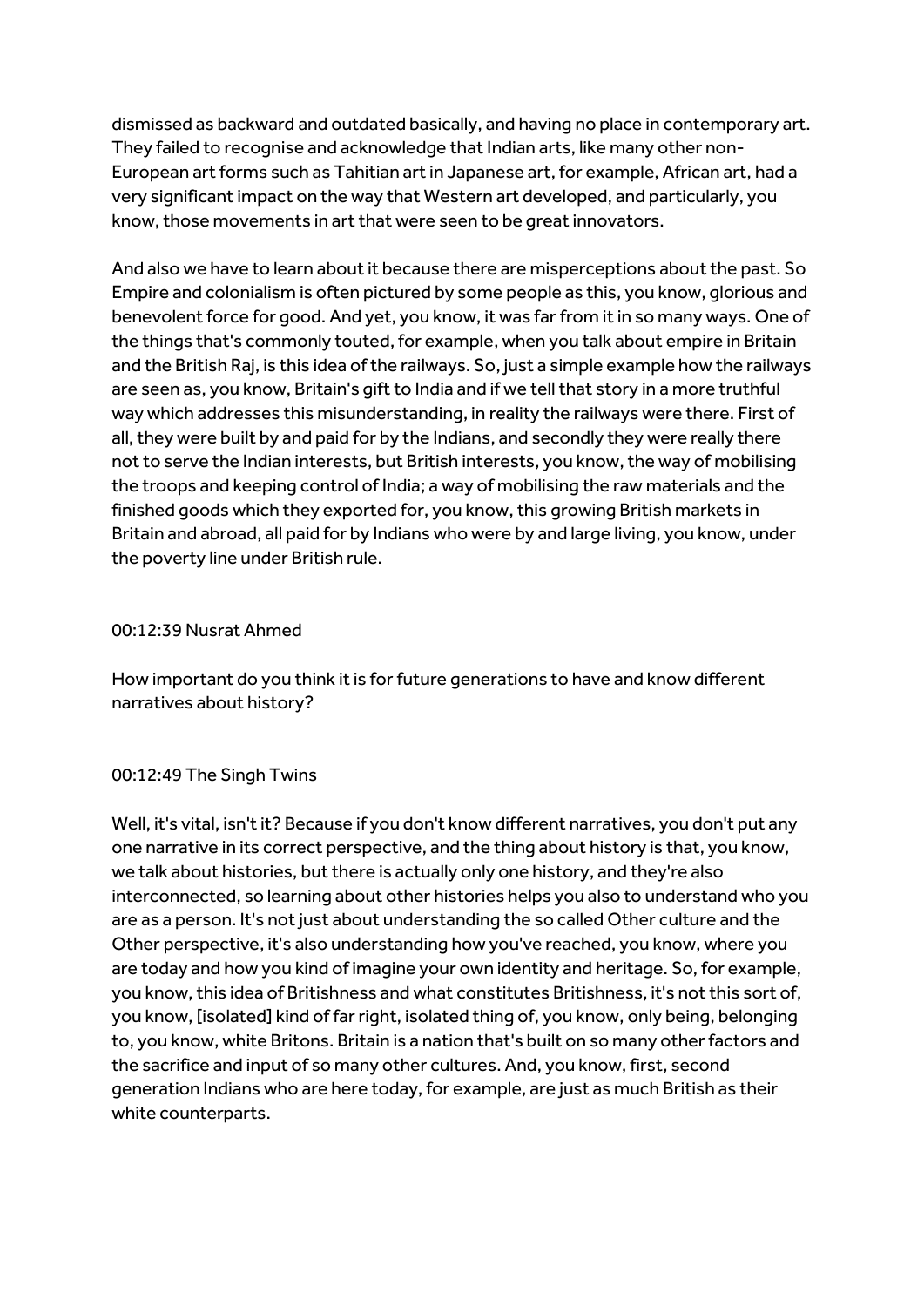dismissed as backward and outdated basically, and having no place in contemporary art. They failed to recognise and acknowledge that Indian arts, like many other non-European art forms such as Tahitian art in Japanese art, for example, African art, had a very significant impact on the way that Western art developed, and particularly, you know, those movements in art that were seen to be great innovators.

And also we have to learn about it because there are misperceptions about the past. So Empire and colonialism is often pictured by some people as this, you know, glorious and benevolent force for good. And yet, you know, it was far from it in so many ways. One of the things that's commonly touted, for example, when you talk about empire in Britain and the British Raj, is this idea of the railways. So, just a simple example how the railways are seen as, you know, Britain's gift to India and if we tell that story in a more truthful way which addresses this misunderstanding, in reality the railways were there. First of all, they were built by and paid for by the Indians, and secondly they were really there not to serve the Indian interests, but British interests, you know, the way of mobilising the troops and keeping control of India; a way of mobilising the raw materials and the finished goods which they exported for, you know, this growing British markets in Britain and abroad, all paid for by Indians who were by and large living, you know, under the poverty line under British rule.

00:12:39 Nusrat Ahmed

How important do you think it is for future generations to have and know different narratives about history?

00:12:49 The Singh Twins

Well, it's vital, isn't it? Because if you don't know different narratives, you don't put any one narrative in its correct perspective, and the thing about history is that, you know, we talk about histories, but there is actually only one history, and they're also interconnected, so learning about other histories helps you also to understand who you are as a person. It's not just about understanding the so called Other culture and the Other perspective, it's also understanding how you've reached, you know, where you are today and how you kind of imagine your own identity and heritage. So, for example, you know, this idea of Britishness and what constitutes Britishness, it's not this sort of, you know, [isolated] kind of far right, isolated thing of, you know, only being, belonging to, you know, white Britons. Britain is a nation that's built on so many other factors and the sacrifice and input of so many other cultures. And, you know, first, second generation Indians who are here today, for example, are just as much British as their white counterparts.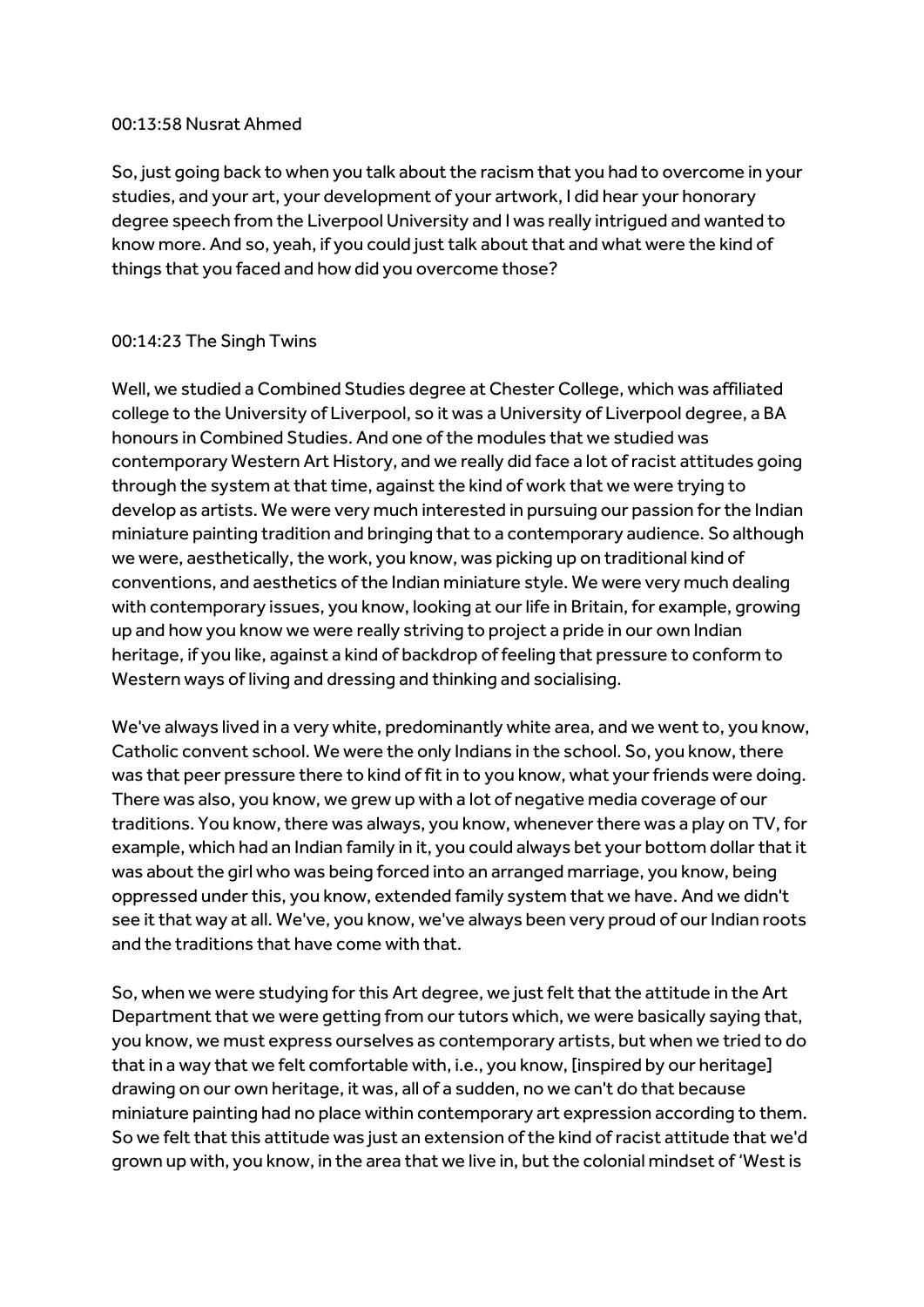00:13:58 Nusrat Ahmed

So, just going back to when you talk about the racism that you had to overcome in your studies, and your art, your development of your artwork, I did hear your honorary degree speech from the Liverpool University and I was really intrigued and wanted to know more. And so, yeah, if you could just talk about that and what were the kind of things that you faced and how did you overcome those?

00:14:23 The Singh Twins

Well, we studied a Combined Studies degree at Chester College, which was affiliated college to the University of Liverpool, so it was a University of Liverpool degree, a BA honours in Combined Studies. And one of the modules that we studied was contemporary Western Art History, and we really did face a lot of racist attitudes going through the system at that time, against the kind of work that we were trying to develop as artists. We were very much interested in pursuing our passion for the Indian miniature painting tradition and bringing that to a contemporary audience. So although we were, aesthetically, the work, you know, was picking up on traditional kind of conventions, and aesthetics of the Indian miniature style. We were very much dealing with contemporary issues, you know, looking at our life in Britain, for example, growing up and how you know we were really striving to project a pride in our own Indian heritage, if you like, against a kind of backdrop of feeling that pressure to conform to Western ways of living and dressing and thinking and socialising.

We've always lived in a very white, predominantly white area, and we went to, you know, Catholic convent school. We were the only Indians in the school. So, you know, there was that peer pressure there to kind of fit in to you know, what your friends were doing. There was also, you know, we grew up with a lot of negative media coverage of our traditions. You know, there was always, you know, whenever there was a play on TV, for example, which had an Indian family in it, you could always bet your bottom dollar that it was about the girl who was being forced into an arranged marriage, you know, being oppressed under this, you know, extended family system that we have. And we didn't see it that way at all. We've, you know, we've always been very proud of our Indian roots and the traditions that have come with that.

So, when we were studying for this Art degree, we just felt that the attitude in the Art Department that we were getting from our tutors which, we were basically saying that, you know, we must express ourselves as contemporary artists, but when we tried to do that in a way that we felt comfortable with, i.e., you know, [inspired by our heritage] drawing on our own heritage, it was, all of a sudden, no we can't do that because miniature painting had no place within contemporary art expression according to them. So we felt that this attitude was just an extension of the kind of racist attitude that we'd grown up with, you know, in the area that we live in, but the colonial mindset of 'West is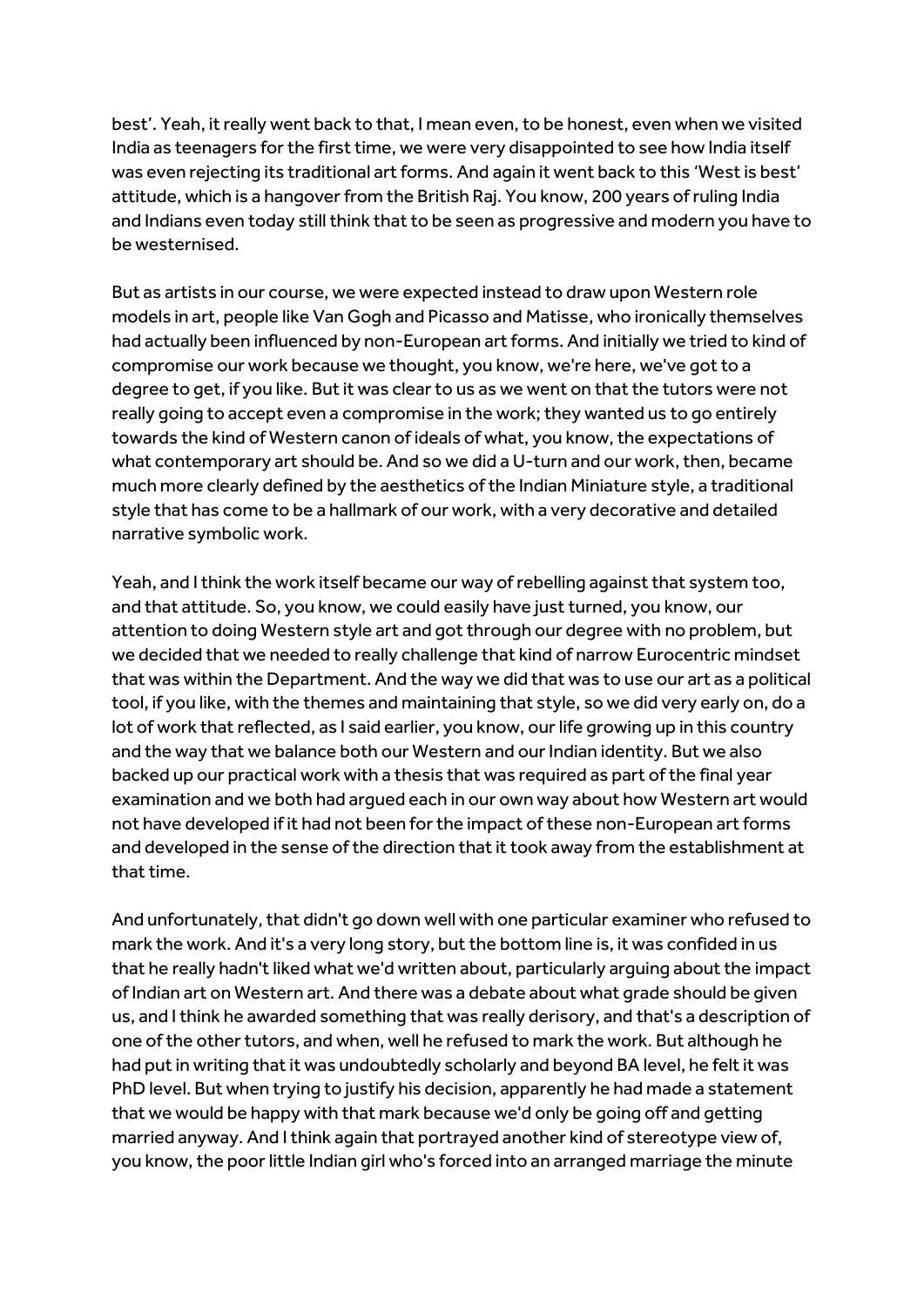best'. Yeah, it really went back to that, I mean even, to be honest, even when we visited India as teenagers for the first time, we were very disappointed to see how India itself was even rejecting its traditional art forms. And again it went back to this 'West is best' attitude, which is a hangover from the British Raj. You know, 200 years of ruling India and Indians even today still think that to be seen as progressive and modern you have to be westernised.

But as artists in our course, we were expected instead to draw upon Western role models in art, people like Van Gogh and Picasso and Matisse, who ironically themselves had actually been influenced by non-European art forms. And initially we tried to kind of compromise our work because we thought, you know, we're here, we've got to a degree to get, if you like. But it was clear to us as we went on that the tutors were not really going to accept even a compromise in the work; they wanted us to go entirely towards the kind of Western canon of ideals of what, you know, the expectations of what contemporary art should be. And so we did a U-turn and our work, then, became much more clearly defined by the aesthetics of the Indian Miniature style, a traditional style that has come to be a hallmark of our work, with a very decorative and detailed narrative symbolic work.

Yeah, and I think the work itself became our way of rebelling against that system too, and that attitude. So, you know, we could easily have just turned, you know, our attention to doing Western style art and got through our degree with no problem, but we decided that we needed to really challenge that kind of narrow Eurocentric mindset that was within the Department. And the way we did that was to use our art as a political tool, if you like, with the themes and maintaining that style, so we did very early on, do a lot of work that reflected, as I said earlier, you know, our life growing up in this country and the way that we balance both our Western and our Indian identity. But we also backed up our practical work with a thesis that was required as part of the final year examination and we both had argued each in our own way about how Western art would not have developed if it had not been for the impact of these non-European art forms and developed in the sense of the direction that it took away from the establishment at that time.

And unfortunately, that didn't go down well with one particular examiner who refused to mark the work. And it's a very long story, but the bottom line is, it was confided in us that he really hadn't liked what we'd written about, particularly arguing about the impact of Indian art on Western art. And there was a debate about what grade should be given us, and I think he awarded something that was really derisory, and that's a description of one of the other tutors, and when, well he refused to mark the work. But although he had put in writing that it was undoubtedly scholarly and beyond BA level, he felt it was PhD level. But when trying to justify his decision, apparently he had made a statement that we would be happy with that mark because we'd only be going off and getting married anyway. And I think again that portrayed another kind of stereotype view of, you know, the poor little Indian girl who's forced into an arranged marriage the minute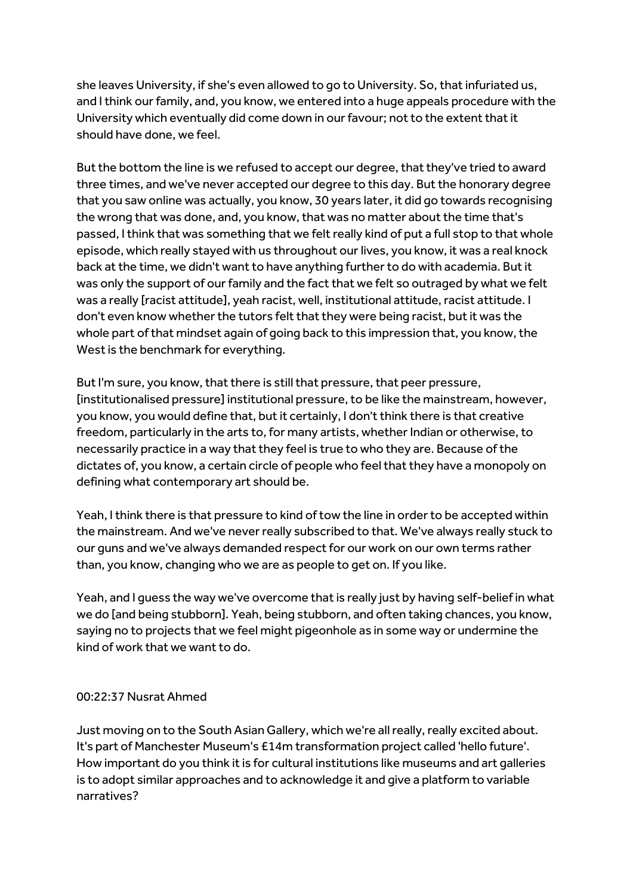she leaves University, if she's even allowed to go to University. So, that infuriated us, and I think our family, and, you know, we entered into a huge appeals procedure with the University which eventually did come down in our favour; not to the extent that it should have done, we feel.

But the bottom the line is we refused to accept our degree, that they've tried to award three times, and we've never accepted our degree to this day. But the honorary degree that you saw online was actually, you know, 30 years later, it did go towards recognising the wrong that was done, and, you know, that was no matter about the time that's passed, I think that was something that we felt really kind of put a full stop to that whole episode, which really stayed with us throughout our lives, you know, it was a real knock back at the time, we didn't want to have anything further to do with academia. But it was only the support of our family and the fact that we felt so outraged by what we felt was a really [racist attitude], yeah racist, well, institutional attitude, racist attitude. I don't even know whether the tutors felt that they were being racist, but it was the whole part of that mindset again of going back to this impression that, you know, the West is the benchmark for everything.

But I'm sure, you know, that there is still that pressure, that peer pressure, [institutionalised pressure] institutional pressure, to be like the mainstream, however, you know, you would define that, but it certainly, I don't think there is that creative freedom, particularly in the arts to, for many artists, whether Indian or otherwise, to necessarily practice in a way that they feel is true to who they are. Because of the dictates of, you know, a certain circle of people who feel that they have a monopoly on defining what contemporary art should be.

Yeah, I think there is that pressure to kind of tow the line in order to be accepted within the mainstream. And we've never really subscribed to that. We've always really stuck to our guns and we've always demanded respect for our work on our own terms rather than, you know, changing who we are as people to get on. If you like.

Yeah, and I guess the way we've overcome that is really just by having self-belief in what we do [and being stubborn]. Yeah, being stubborn, and often taking chances, you know, saying no to projects that we feel might pigeonhole as in some way or undermine the kind of work that we want to do.

00:22:37 Nusrat Ahmed

Just moving on to the South Asian Gallery, which we're all really, really excited about. It's part of Manchester Museum's £14m transformation project called 'hello future'. How important do you think it is for cultural institutions like museums and art galleries is to adopt similar approaches and to acknowledge it and give a platform to variable narratives?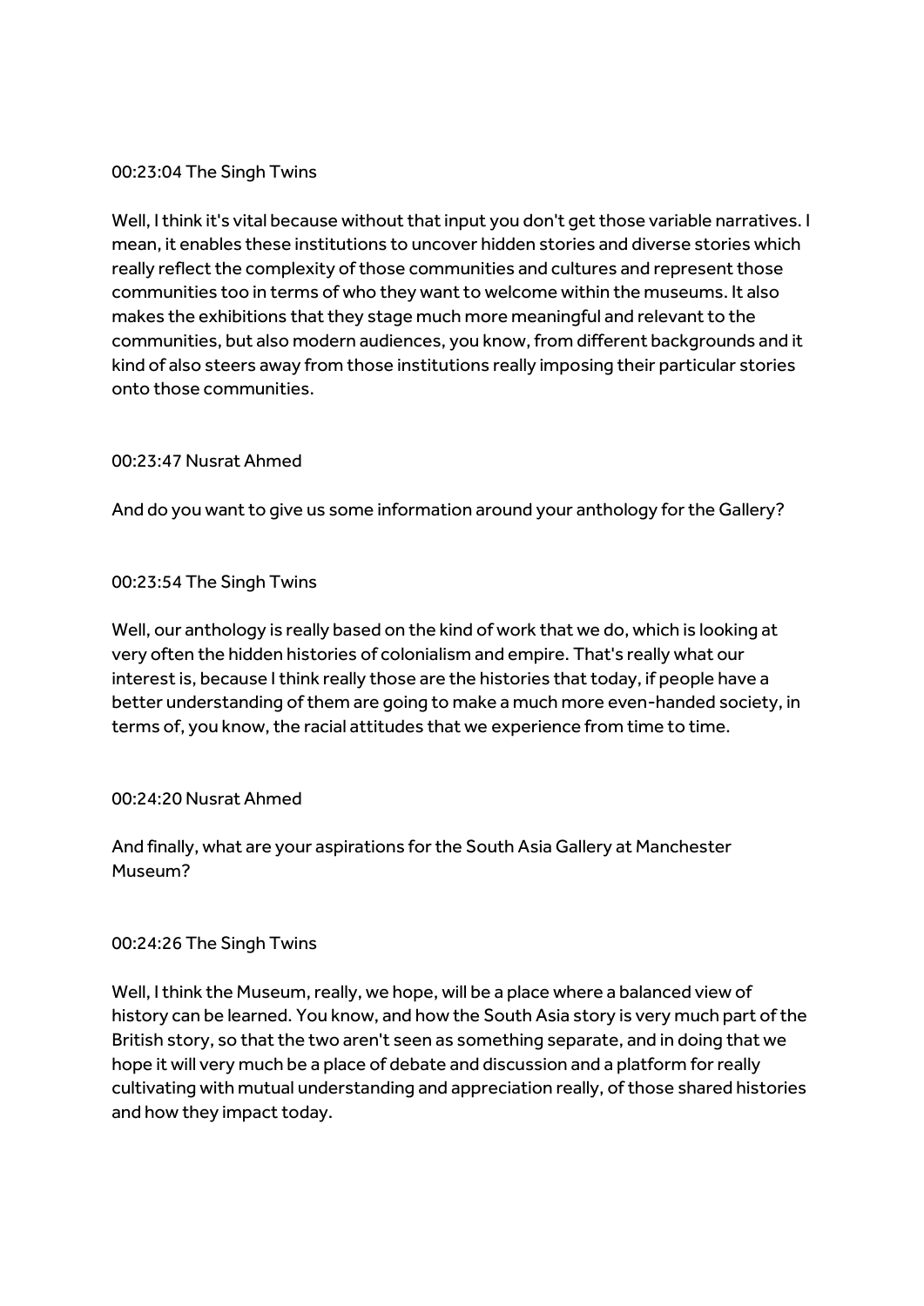00:23:04 The Singh Twins

Well, I think it's vital because without that input you don't get those variable narratives. I mean, it enables these institutions to uncover hidden stories and diverse stories which really reflect the complexity of those communities and cultures and represent those communities too in terms of who they want to welcome within the museums. It also makes the exhibitions that they stage much more meaningful and relevant to the communities, but also modern audiences, you know, from different backgrounds and it kind of also steers away from those institutions really imposing their particular stories onto those communities.

00:23:47 Nusrat Ahmed

And do you want to give us some information around your anthology for the Gallery?

00:23:54 The Singh Twins

Well, our anthology is really based on the kind of work that we do, which is looking at very often the hidden histories of colonialism and empire. That's really what our interest is, because I think really those are the histories that today, if people have a better understanding of them are going to make a much more even-handed society, in terms of, you know, the racial attitudes that we experience from time to time.

00:24:20 Nusrat Ahmed

And finally, what are your aspirations for the South Asia Gallery at Manchester Museum?

00:24:26 The Singh Twins

Well, I think the Museum, really, we hope, will be a place where a balanced view of history can be learned. You know, and how the South Asia story is very much part of the British story, so that the two aren't seen as something separate, and in doing that we hope it will very much be a place of debate and discussion and a platform for really cultivating with mutual understanding and appreciation really, of those shared histories and how they impact today.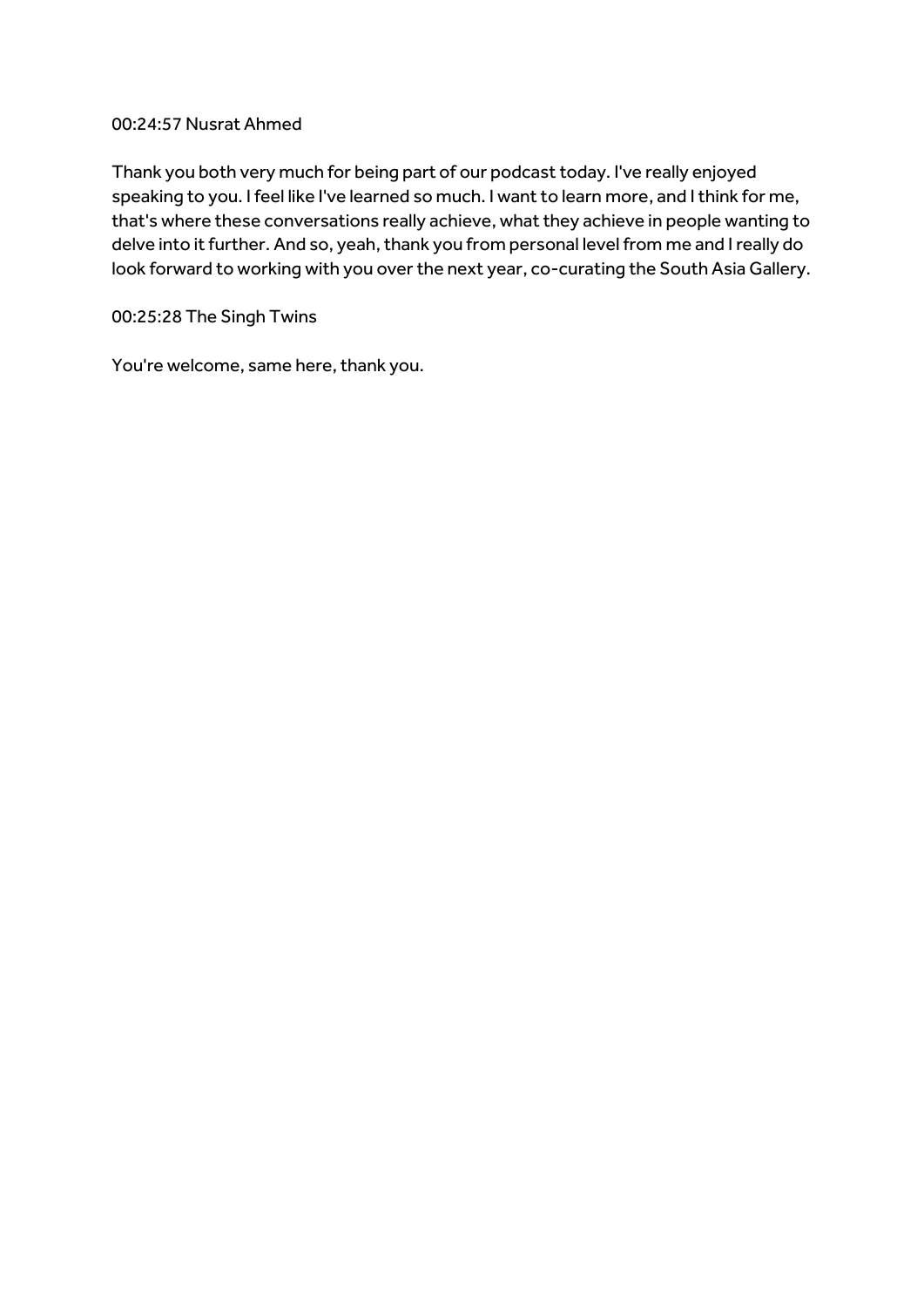00:24:57 Nusrat Ahmed

Thank you both very much for being part of our podcast today. I've really enjoyed speaking to you. I feel like I've learned so much. I want to learn more, and I think for me, that's where these conversations really achieve, what they achieve in people wanting to delve into it further. And so, yeah, thank you from personal level from me and I really do look forward to working with you over the next year, co-curating the South Asia Gallery.

00:25:28 The Singh Twins

You're welcome, same here, thank you.